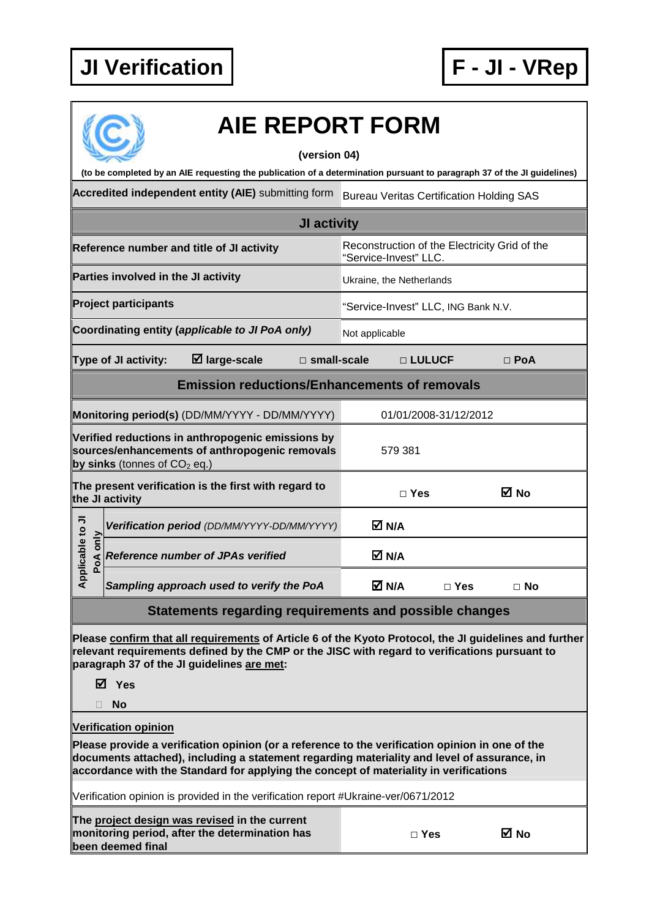**JI Verification** | **F - JI - VRep**

# AIE REPORT FORM

**(version 04)**

**(to be completed by an AIE requesting the publication of a determination pursuant to paragraph 37 of the JI guidelines)**

| | |
|---|---|
| **Accredited independent entity (AIE)** submitting form | Bureau Veritas Certification Holding SAS |

## JI activity

| | |
|---|---|
| **Reference number and title of JI activity** | Reconstruction of the Electricity Grid of the "Service-Invest" LLC. |
| **Parties involved in the JI activity** | Ukraine, the Netherlands |
| **Project participants** | "Service-Invest" LLC, ING Bank N.V. |
| **Coordinating entity (*applicable to JI PoA only*)** | Not applicable |

**Type of JI activity:** ☑ **large-scale** □ **small-scale** □ **LULUCF** □ **PoA**

## Emission reductions/Enhancements of removals

| | | | |
|---|---|---|---|
| **Monitoring period(s)** (DD/MM/YYYY - DD/MM/YYYY) | 01/01/2008-31/12/2012 | | |
| **Verified reductions in anthropogenic emissions by sources/enhancements of anthropogenic removals by sinks** (tonnes of $CO_2$ eq.) | 579 381 | | |
| **The present verification is the first with regard to the JI activity** | □ Yes | | ☑ No |
| **Applicable to JI PoA only:** *Verification period (DD/MM/YYYY-DD/MM/YYYY)* | ☑ N/A | | |
| **Applicable to JI PoA only:** *Reference number of JPAs verified* | ☑ N/A | | |
| **Applicable to JI PoA only:** *Sampling approach used to verify the PoA* | ☑ N/A | □ Yes | □ No |

## Statements regarding requirements and possible changes

**Please confirm that all requirements of Article 6 of the Kyoto Protocol, the JI guidelines and further relevant requirements defined by the CMP or the JISC with regard to verifications pursuant to paragraph 37 of the JI guidelines are met:**

☑ **Yes**

□ **No**

**Verification opinion**

**Please provide a verification opinion (or a reference to the verification opinion in one of the documents attached), including a statement regarding materiality and level of assurance, in accordance with the Standard for applying the concept of materiality in verifications**

Verification opinion is provided in the verification report #Ukraine-ver/0671/2012

| | | |
|---|---|---|
| **The project design was revised in the current monitoring period, after the determination has been deemed final** | □ Yes | ☑ No |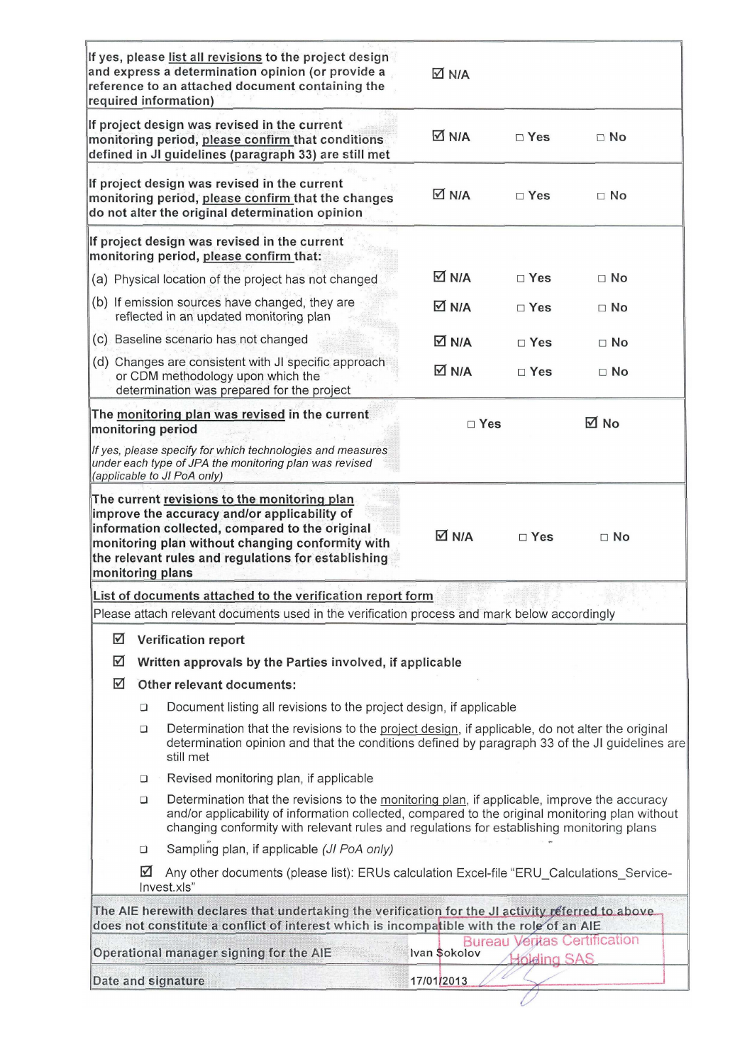| | | | |
|---|---|---|---|
| If yes, please list all revisions to the project design and express a determination opinion (or provide a reference to an attached document containing the required information) | ☑ N/A | | |
| If project design was revised in the current monitoring period, please confirm that conditions defined in JI guidelines (paragraph 33) are still met | ☑ N/A | ☐ Yes | ☐ No |
| If project design was revised in the current monitoring period, please confirm that the changes do not alter the original determination opinion | ☑ N/A | ☐ Yes | ☐ No |
| If project design was revised in the current monitoring period, please confirm that: | | | |
| (a) Physical location of the project has not changed | ☑ N/A | ☐ Yes | ☐ No |
| (b) If emission sources have changed, they are reflected in an updated monitoring plan | ☑ N/A | ☐ Yes | ☐ No |
| (c) Baseline scenario has not changed | ☑ N/A | ☐ Yes | ☐ No |
| (d) Changes are consistent with JI specific approach or CDM methodology upon which the determination was prepared for the project | ☑ N/A | ☐ Yes | ☐ No |
| The monitoring plan was revised in the current monitoring period<br>*If yes, please specify for which technologies and measures under each type of JPA the monitoring plan was revised (applicable to JI PoA only)* | | ☐ Yes | ☑ No |
| The current revisions to the monitoring plan improve the accuracy and/or applicability of information collected, compared to the original monitoring plan without changing conformity with the relevant rules and regulations for establishing monitoring plans | ☑ N/A | ☐ Yes | ☐ No |

**List of documents attached to the verification report form**

Please attach relevant documents used in the verification process and mark below accordingly

- ☑ **Verification report**
- ☑ **Written approvals by the Parties involved, if applicable**
- ☑ **Other relevant documents:**
  - ☐ Document listing all revisions to the project design, if applicable
  - ☐ Determination that the revisions to the project design, if applicable, do not alter the original determination opinion and that the conditions defined by paragraph 33 of the JI guidelines are still met
  - ☐ Revised monitoring plan, if applicable
  - ☐ Determination that the revisions to the monitoring plan, if applicable, improve the accuracy and/or applicability of information collected, compared to the original monitoring plan without changing conformity with relevant rules and regulations for establishing monitoring plans
  - ☐ Sampling plan, if applicable *(JI PoA only)*
  - ☑ Any other documents (please list): ERUs calculation Excel-file "ERU_Calculations_Service-Invest.xls"

| | |
|---|---|
| The AIE herewith declares that undertaking the verification for the JI activity referred to above does not constitute a conflict of interest which is incompatible with the role of an AIE | |
| Operational manager signing for the AIE | Ivan Sokolov |
| Date and signature | 17/01/2013 |

Bureau Veritas Certification Holding SAS